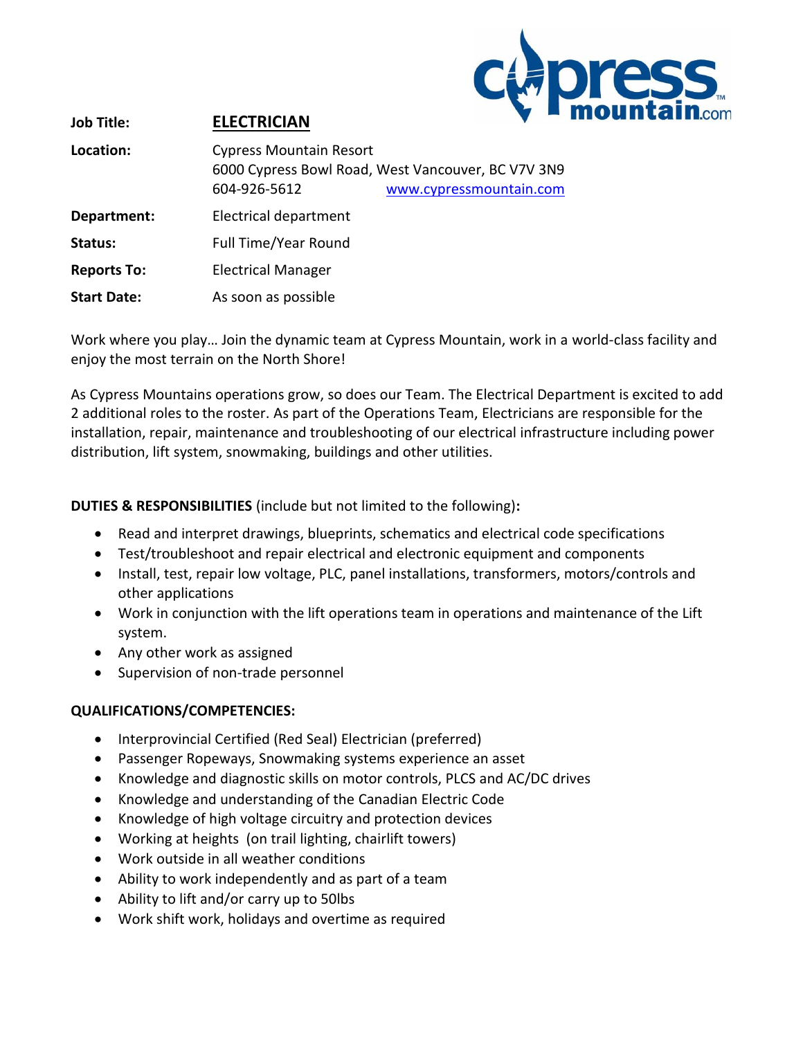**Job Title:** **ELECTRICIAN**

**Location:** Cypress Mountain Resort
6000 Cypress Bowl Road, West Vancouver, BC V7V 3N9
604-926-5612 www.cypressmountain.com

**Department:** Electrical department

**Status:** Full Time/Year Round

**Reports To:** Electrical Manager

**Start Date:** As soon as possible

Work where you play… Join the dynamic team at Cypress Mountain, work in a world-class facility and enjoy the most terrain on the North Shore!

As Cypress Mountains operations grow, so does our Team. The Electrical Department is excited to add 2 additional roles to the roster. As part of the Operations Team, Electricians are responsible for the installation, repair, maintenance and troubleshooting of our electrical infrastructure including power distribution, lift system, snowmaking, buildings and other utilities.

**DUTIES & RESPONSIBILITIES** (include but not limited to the following)**:**

- Read and interpret drawings, blueprints, schematics and electrical code specifications
- Test/troubleshoot and repair electrical and electronic equipment and components
- Install, test, repair low voltage, PLC, panel installations, transformers, motors/controls and other applications
- Work in conjunction with the lift operations team in operations and maintenance of the Lift system.
- Any other work as assigned
- Supervision of non-trade personnel

**QUALIFICATIONS/COMPETENCIES:**

- Interprovincial Certified (Red Seal) Electrician (preferred)
- Passenger Ropeways, Snowmaking systems experience an asset
- Knowledge and diagnostic skills on motor controls, PLCS and AC/DC drives
- Knowledge and understanding of the Canadian Electric Code
- Knowledge of high voltage circuitry and protection devices
- Working at heights (on trail lighting, chairlift towers)
- Work outside in all weather conditions
- Ability to work independently and as part of a team
- Ability to lift and/or carry up to 50lbs
- Work shift work, holidays and overtime as required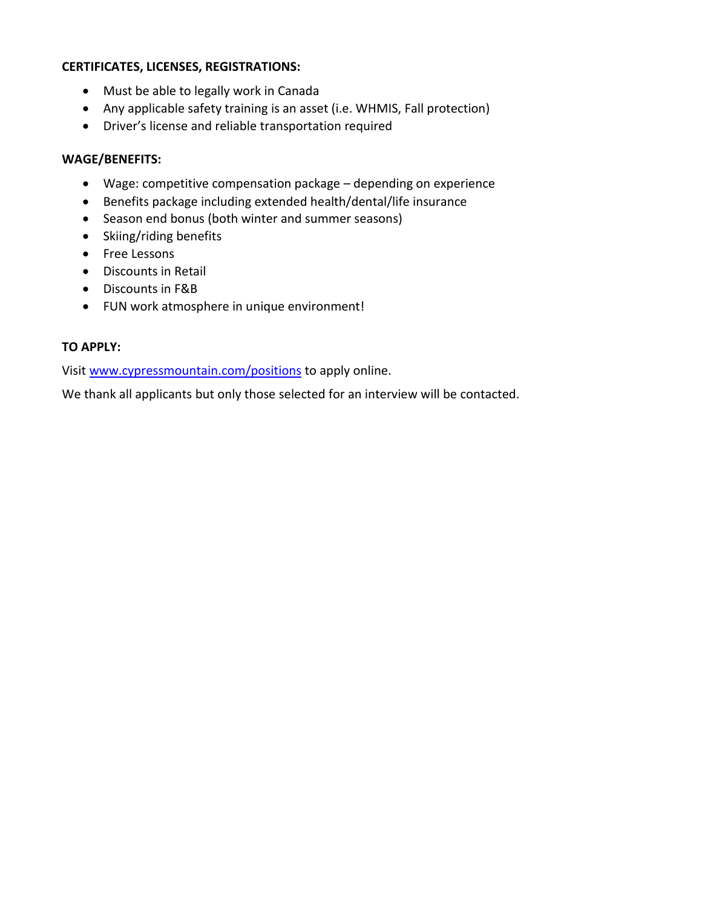**CERTIFICATES, LICENSES, REGISTRATIONS:**

- Must be able to legally work in Canada
- Any applicable safety training is an asset (i.e. WHMIS, Fall protection)
- Driver's license and reliable transportation required

**WAGE/BENEFITS:**

- Wage: competitive compensation package – depending on experience
- Benefits package including extended health/dental/life insurance
- Season end bonus (both winter and summer seasons)
- Skiing/riding benefits
- Free Lessons
- Discounts in Retail
- Discounts in F&B
- FUN work atmosphere in unique environment!

**TO APPLY:**

Visit [www.cypressmountain.com/positions](http://www.cypressmountain.com/positions) to apply online.

We thank all applicants but only those selected for an interview will be contacted.